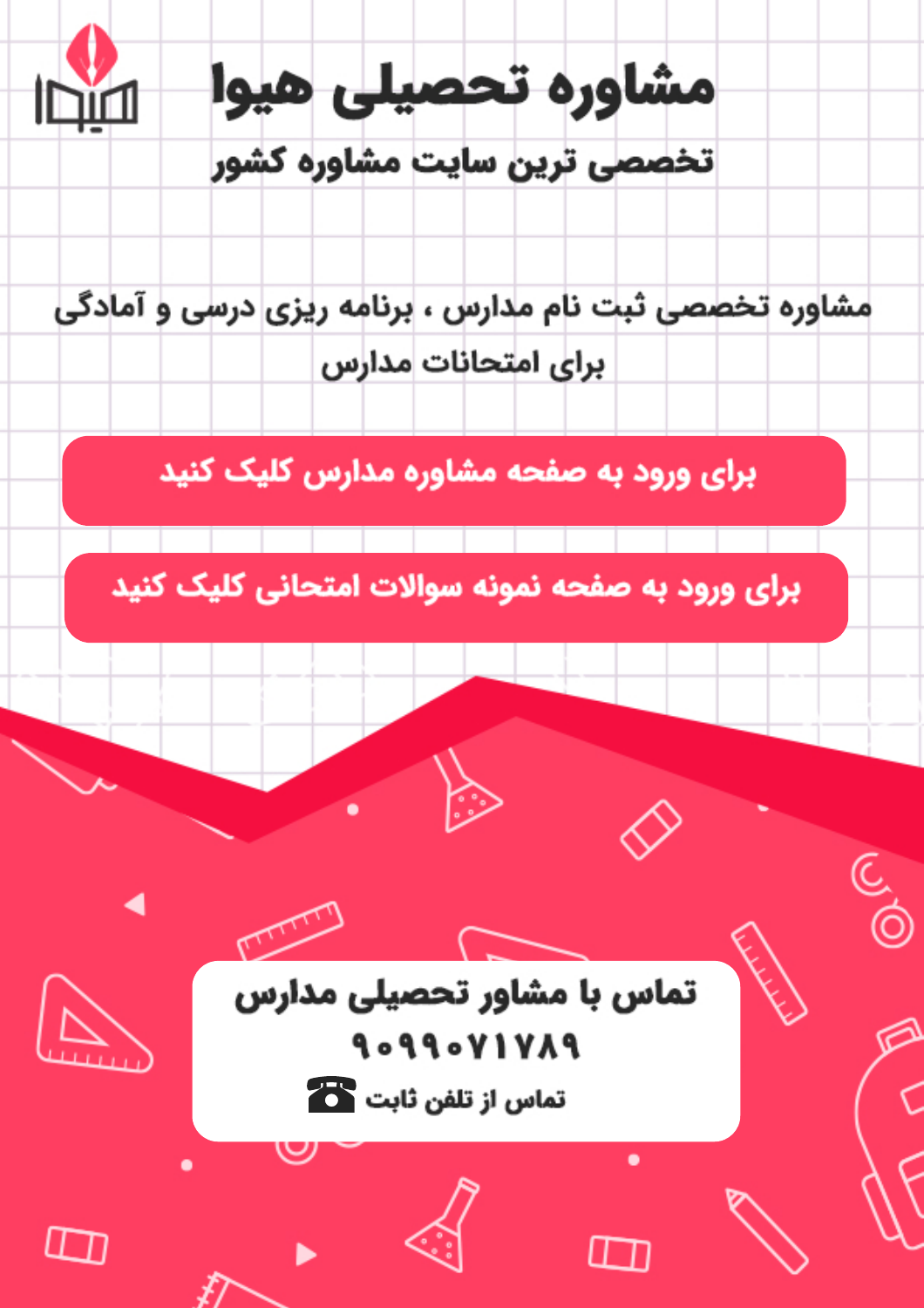# مشاوره تحصیلی هیوا

## تخصصی ترین سایت مشاوره کشور

مشاوره تخصصی ثبت نام مدارس ، برنامه ریزی درسی و آمادگی برای امتحانات مدارس

برای ورود به صفحه مشاوره مدارس کلیک کنید

برای ورود به صفحه نمونه سوالات امتحانی کلیک کنید

**تماس با مشاور تحصیلی مدارس**

**۹۰۹۹۰۷۱۷۸۹**

تماس از تلفن ثابت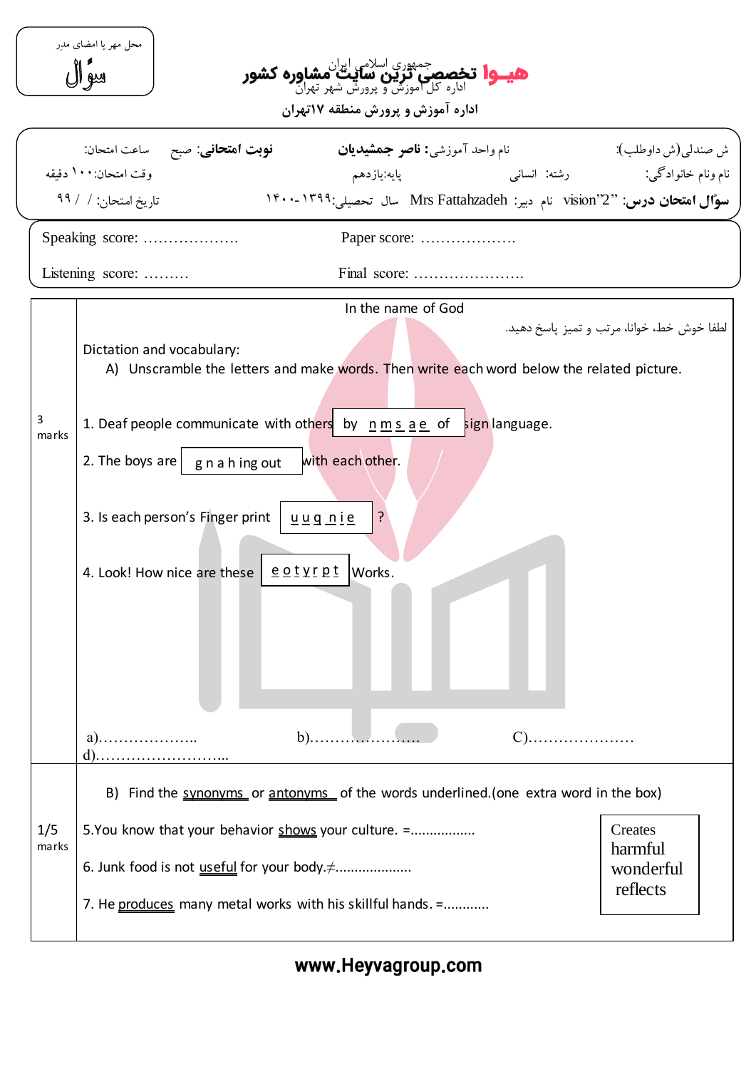محل مهر یا امضای مدیر

سؤال

جمهوری اسلامی ایران
اداره کل آموزش و پرورش شهر تهران
**هیــوا تخصصی ترین سایت مشاوره کشور**

**اداره آموزش و پرورش منطقه ۱۷تهران**

| | | |
|---|---|---|
| ش صندلی(ش داوطلب): | نام واحد آموزشی: **ناصر جمشیدیان** | **نوبت امتحانی:** صبح ساعت امتحان: |
| نام ونام خانوادگی: | رشته: انسانی پایه:یازدهم | وقت امتحان:۱۰۰ دقیقه |
| **سؤال امتحان درس:** "vision"2 نام دبیر: Mrs Fattahzadeh سال تحصیلی:۱۳۹۹-۱۴۰۰ | | تاریخ امتحان: / / ۹۹ |

| | |
|---|---|
| Speaking score: ………………. | Paper score: ………………. |
| Listening score: ……… | Final score: …………………. |

In the name of God

لطفا خوش خط، خوانا، مرتب و تمیز پاسخ دهید.

**3 marks**

Dictation and vocabulary:

A) Unscramble the letters and make words. Then write each word below the related picture.

1. Deaf people communicate with others by n m s a e of sign language.

2. The boys are g n a h ing out with each other.

3. Is each person's Finger print u u q n i e ?

4. Look! How nice are these e o t y r p t Works.

a)……………….. b)…………………. C)…………………

d)……………………...

**1/5 marks**

B) Find the synonyms or antonyms of the words underlined.(one extra word in the box)

| Creates |
|---|
| harmful |
| wonderful |
| reflects |

5.You know that your behavior shows your culture. =................

6. Junk food is not useful for your body.≠...................

7. He produces many metal works with his skillful hands. =...........

www.Heyvagroup.com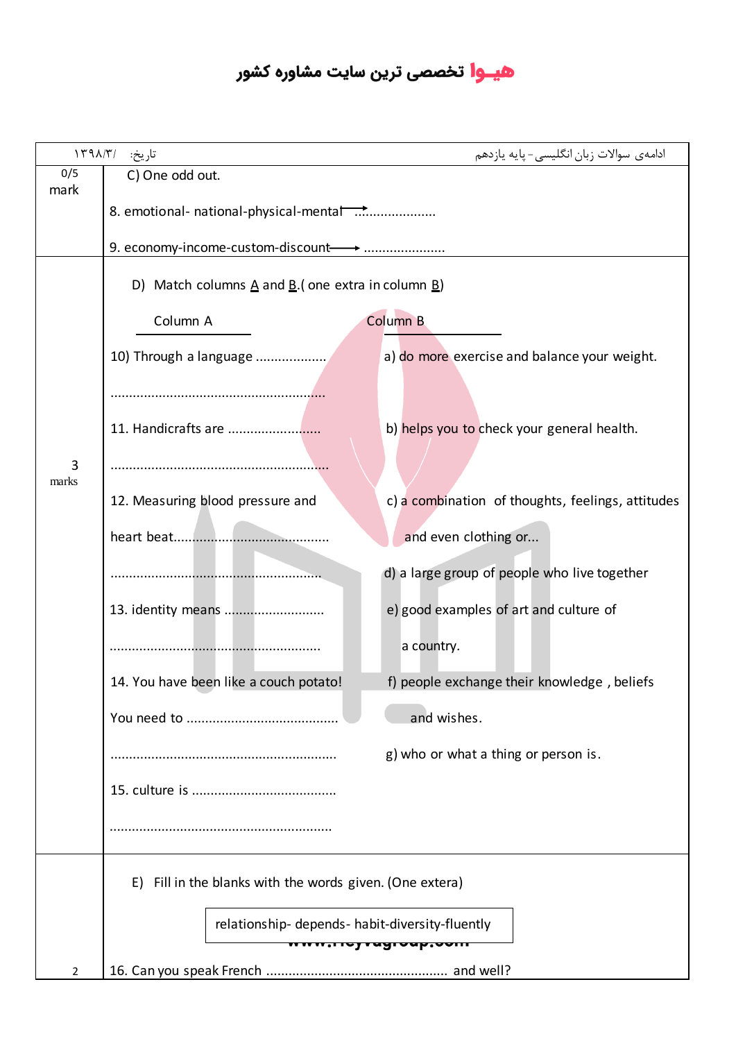هیوا تخصصی ترین سایت مشاوره کشور

| ادامه‌ی سوالات زبان انگلیسی - پایه یازدهم | تاریخ: /۱۳۹۸/۳ |
|---|---|

| | |
|---|---|
| 0/5 mark | C) One odd out.<br><br>8. emotional- national-physical-mental ⟶ .....................<br><br>9. economy-income-custom-discount ⟶ ..................... |
| 3 marks | D) Match columns A and B.( one extra in column B)<br><br>**Column A**<br>10) Through a language .................. ........................................................<br>11. Handicrafts are ......................... ........................................................<br>12. Measuring blood pressure and heart beat......................................... ........................................................<br>13. identity means .......................... ........................................................<br>14. You have been like a couch potato! You need to ........................................ ........................................................<br>15. culture is ...................................... ........................................................<br><br>**Column B**<br>a) do more exercise and balance your weight.<br>b) helps you to check your general health.<br>c) a combination of thoughts, feelings, attitudes and even clothing or...<br>d) a large group of people who live together<br>e) good examples of art and culture of a country.<br>f) people exchange their knowledge , beliefs and wishes.<br>g) who or what a thing or person is. |
| 2 | E) Fill in the blanks with the words given. (One extera)<br><br>relationship- depends- habit-diversity-fluently<br><br>16. Can you speak French ................................................ and well? |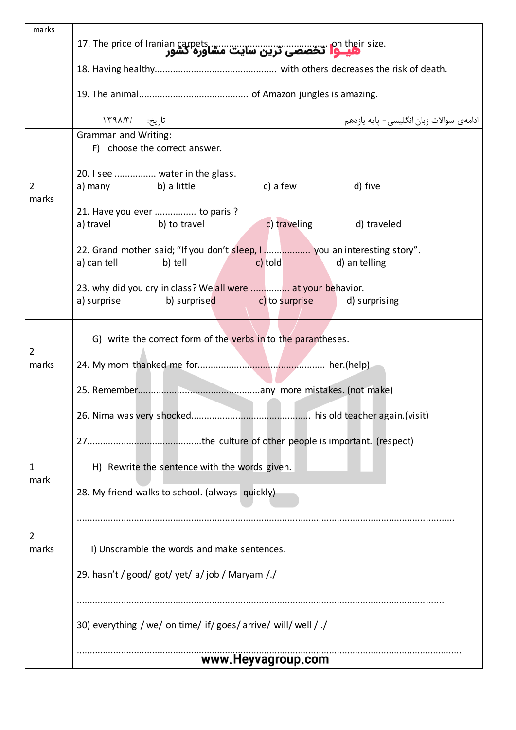| marks | |
|---|---|
| | 17. The price of Iranian carpets........................................... on their size. |
| | 18. Having healthy.............................................. with others decreases the risk of death. |
| | 19. The animal......................................... of Amazon jungles is amazing. |
| | Grammar and Writing: |
| 2 marks | F) choose the correct answer.<br><br>20. I see ................ water in the glass.<br>a) many b) a little c) a few d) five<br><br>21. Have you ever ................ to paris ?<br>a) travel b) to travel c) traveling d) traveled<br><br>22. Grand mother said; "If you don't sleep, I ................. you an interesting story".<br>a) can tell b) tell c) told d) an telling<br><br>23. why did you cry in class? We all were ............... at your behavior.<br>a) surprise b) surprised c) to surprise d) surprising |
| 2 marks | G) write the correct form of the verbs in to the parantheses.<br><br>24. My mom thanked me for................................................ her.(help)<br><br>25. Remember..............................................any more mistakes. (not make)<br><br>26. Nima was very shocked............................................. his old teacher again.(visit)<br><br>27...........................................the culture of other people is important. (respect) |
| 1 mark | H) Rewrite the sentence with the words given.<br><br>28. My friend walks to school. (always- quickly)<br><br>................................................................................................................................................ |
| 2 marks | I) Unscramble the words and make sentences.<br><br>29. hasn't / good/ got/ yet/ a/ job / Maryam /./<br><br>................................................................................................................................................<br><br>30) everything / we/ on time/ if/ goes/ arrive/ will/ well / ./<br><br>................................................................................................................................................ |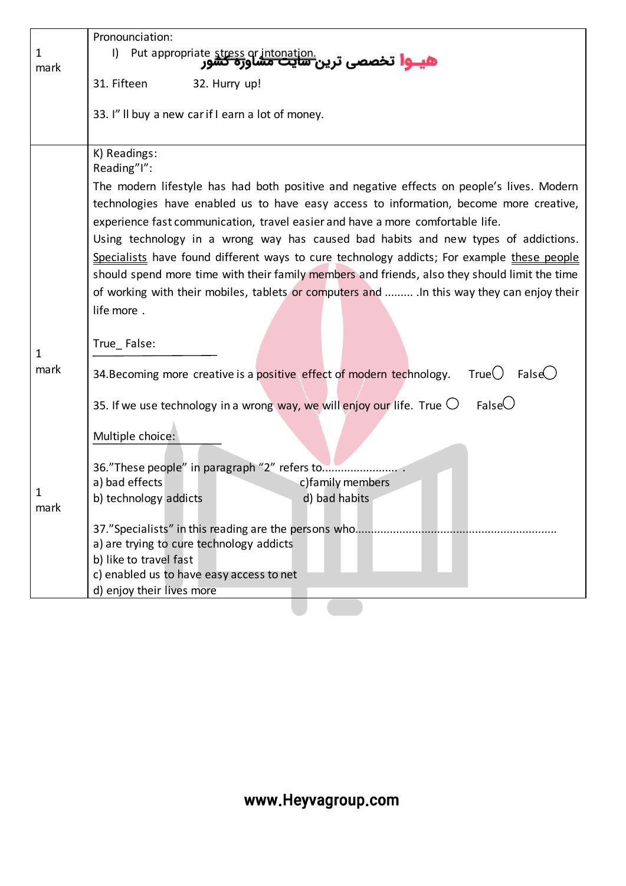| | |
|---|---|
| 1 mark | Pronounciation:<br>I) Put appropriate stress or intonation.<br><br>31. Fifteen 32. Hurry up!<br><br>33. I" ll buy a new car if I earn a lot of money. |
| 1 mark<br><br>1 mark | K) Readings:<br>Reading"I":<br>The modern lifestyle has had both positive and negative effects on people's lives. Modern technologies have enabled us to have easy access to information, become more creative, experience fast communication, travel easier and have a more comfortable life.<br>Using technology in a wrong way has caused bad habits and new types of addictions. Specialists have found different ways to cure technology addicts; For example these people should spend more time with their family members and friends, also they should limit the time of working with their mobiles, tablets or computers and ......... .In this way they can enjoy their life more .<br><br>True_ False:<br><br>34.Becoming more creative is a positive effect of modern technology. True◯ False◯<br><br>35. If we use technology in a wrong way, we will enjoy our life. True ◯ False◯<br><br>Multiple choice:<br><br>36."These people" in paragraph "2" refers to........................ .<br>a) bad effects c)family members<br>b) technology addicts d) bad habits<br><br>37."Specialists" in this reading are the persons who...............................................................<br>a) are trying to cure technology addicts<br>b) like to travel fast<br>c) enabled us to have easy access to net<br>d) enjoy their lives more |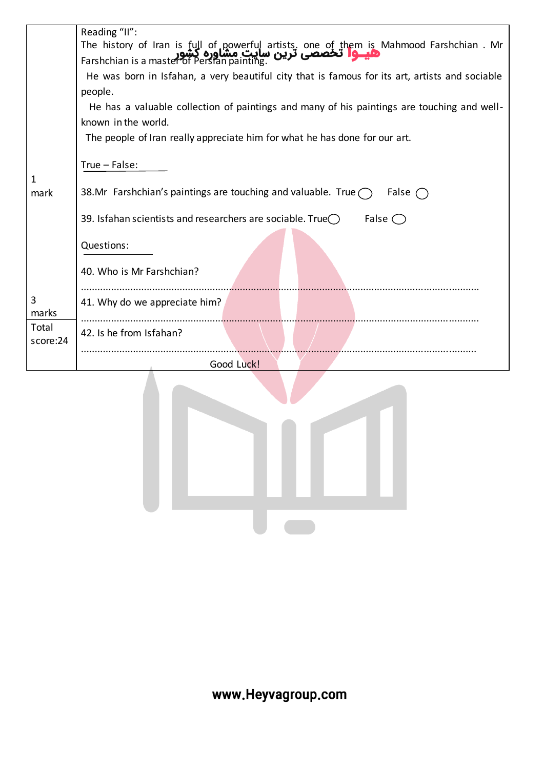| | |
|---|---|
| | Reading "II":<br>The history of Iran is full of powerful artists. one of them is Mahmood Farshchian . Mr Farshchian is a master of Persian painting.<br>He was born in Isfahan, a very beautiful city that is famous for its art, artists and sociable people.<br>He has a valuable collection of paintings and many of his paintings are touching and well-known in the world.<br>The people of Iran really appreciate him for what he has done for our art. |
| 1 mark | True – False:<br>38.Mr Farshchian's paintings are touching and valuable. True ◯ False ◯<br>39. Isfahan scientists and researchers are sociable. True◯ False ◯ |
| 3 marks | Questions:<br>40. Who is Mr Farshchian?<br>..........................................................................................................................................<br>41. Why do we appreciate him?<br>.......................................................................................................................................... |
| Total score:24 | 42. Is he from Isfahan?<br>..........................................................................................................................................<br>Good Luck! |